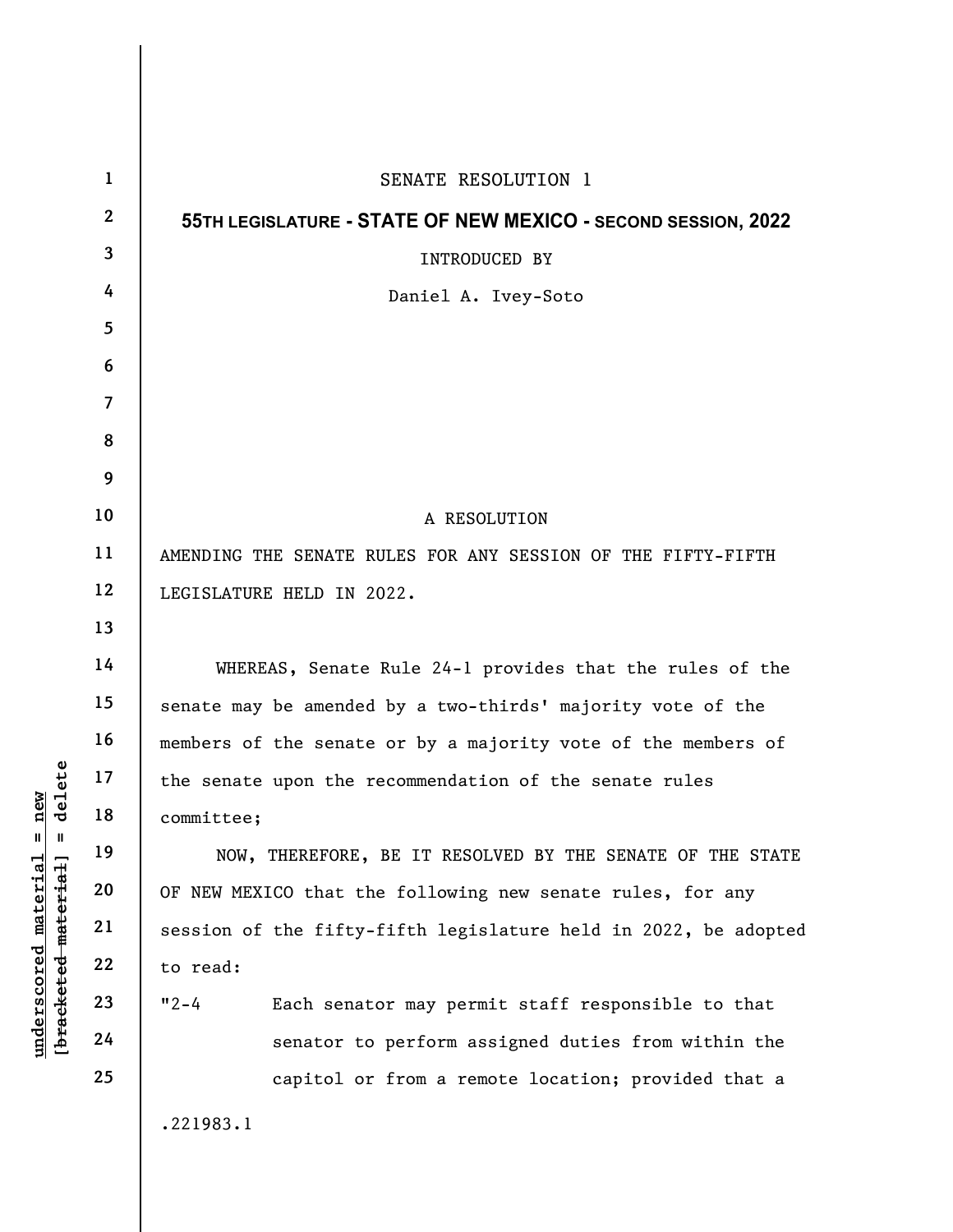SENATE RESOLUTION 1

**55TH LEGISLATURE - STATE OF NEW MEXICO - SECOND SESSION, 2022**

INTRODUCED BY

Daniel A. Ivey-Soto

A RESOLUTION

AMENDING THE SENATE RULES FOR ANY SESSION OF THE FIFTY-FIFTH LEGISLATURE HELD IN 2022.

WHEREAS, Senate Rule 24-1 provides that the rules of the senate may be amended by a two-thirds' majority vote of the members of the senate or by a majority vote of the members of the senate upon the recommendation of the senate rules committee;

NOW, THEREFORE, BE IT RESOLVED BY THE SENATE OF THE STATE OF NEW MEXICO that the following new senate rules, for any session of the fifty-fifth legislature held in 2022, be adopted to read:

"2-4 Each senator may permit staff responsible to that senator to perform assigned duties from within the capitol or from a remote location; provided that a

.221983.1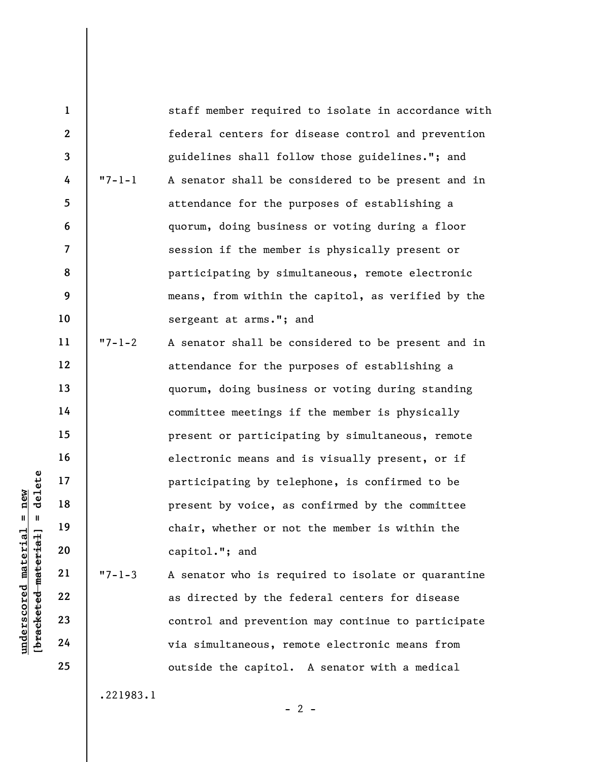staff member required to isolate in accordance with federal centers for disease control and prevention guidelines shall follow those guidelines."; and

"7-1-1 A senator shall be considered to be present and in attendance for the purposes of establishing a quorum, doing business or voting during a floor session if the member is physically present or participating by simultaneous, remote electronic means, from within the capitol, as verified by the sergeant at arms."; and

"7-1-2 A senator shall be considered to be present and in attendance for the purposes of establishing a quorum, doing business or voting during standing committee meetings if the member is physically present or participating by simultaneous, remote electronic means and is visually present, or if participating by telephone, is confirmed to be present by voice, as confirmed by the committee chair, whether or not the member is within the capitol."; and

"7-1-3 A senator who is required to isolate or quarantine as directed by the federal centers for disease control and prevention may continue to participate via simultaneous, remote electronic means from outside the capitol. A senator with a medical

.221983.1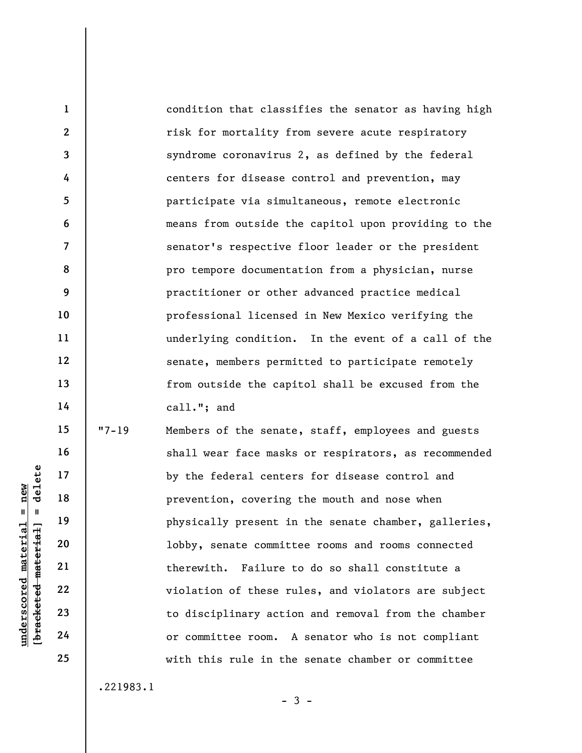condition that classifies the senator as having high risk for mortality from severe acute respiratory syndrome coronavirus 2, as defined by the federal centers for disease control and prevention, may participate via simultaneous, remote electronic means from outside the capitol upon providing to the senator's respective floor leader or the president pro tempore documentation from a physician, nurse practitioner or other advanced practice medical professional licensed in New Mexico verifying the underlying condition. In the event of a call of the senate, members permitted to participate remotely from outside the capitol shall be excused from the call."; and

"7-19 Members of the senate, staff, employees and guests shall wear face masks or respirators, as recommended by the federal centers for disease control and prevention, covering the mouth and nose when physically present in the senate chamber, galleries, lobby, senate committee rooms and rooms connected therewith. Failure to do so shall constitute a violation of these rules, and violators are subject to disciplinary action and removal from the chamber or committee room. A senator who is not compliant with this rule in the senate chamber or committee

.221983.1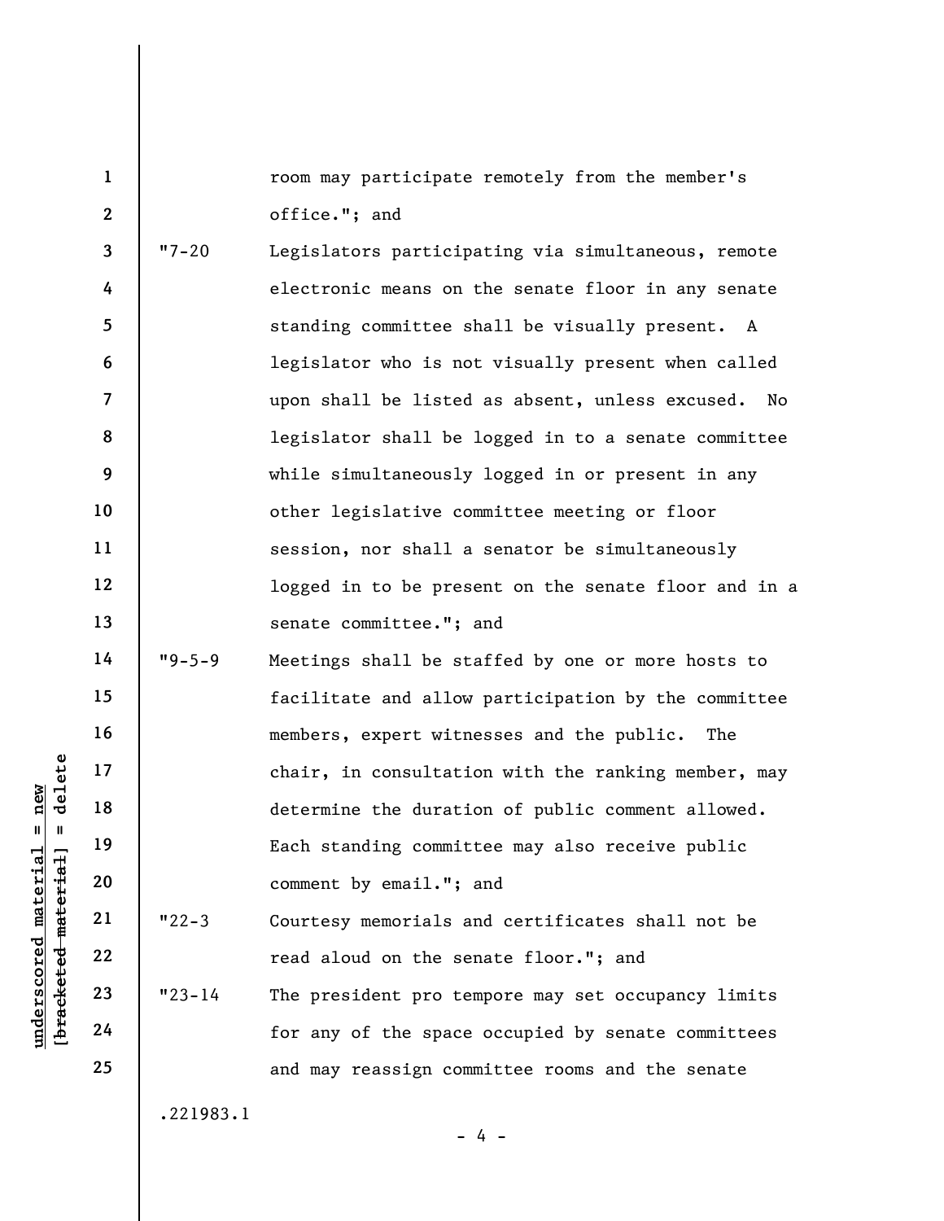room may participate remotely from the member's office."; and

"7-20 Legislators participating via simultaneous, remote electronic means on the senate floor in any senate standing committee shall be visually present. A legislator who is not visually present when called upon shall be listed as absent, unless excused. No legislator shall be logged in to a senate committee while simultaneously logged in or present in any other legislative committee meeting or floor session, nor shall a senator be simultaneously logged in to be present on the senate floor and in a senate committee."; and

"9-5-9 Meetings shall be staffed by one or more hosts to facilitate and allow participation by the committee members, expert witnesses and the public. The chair, in consultation with the ranking member, may determine the duration of public comment allowed. Each standing committee may also receive public comment by email."; and

"22-3 Courtesy memorials and certificates shall not be read aloud on the senate floor."; and

"23-14 The president pro tempore may set occupancy limits for any of the space occupied by senate committees and may reassign committee rooms and the senate

.221983.1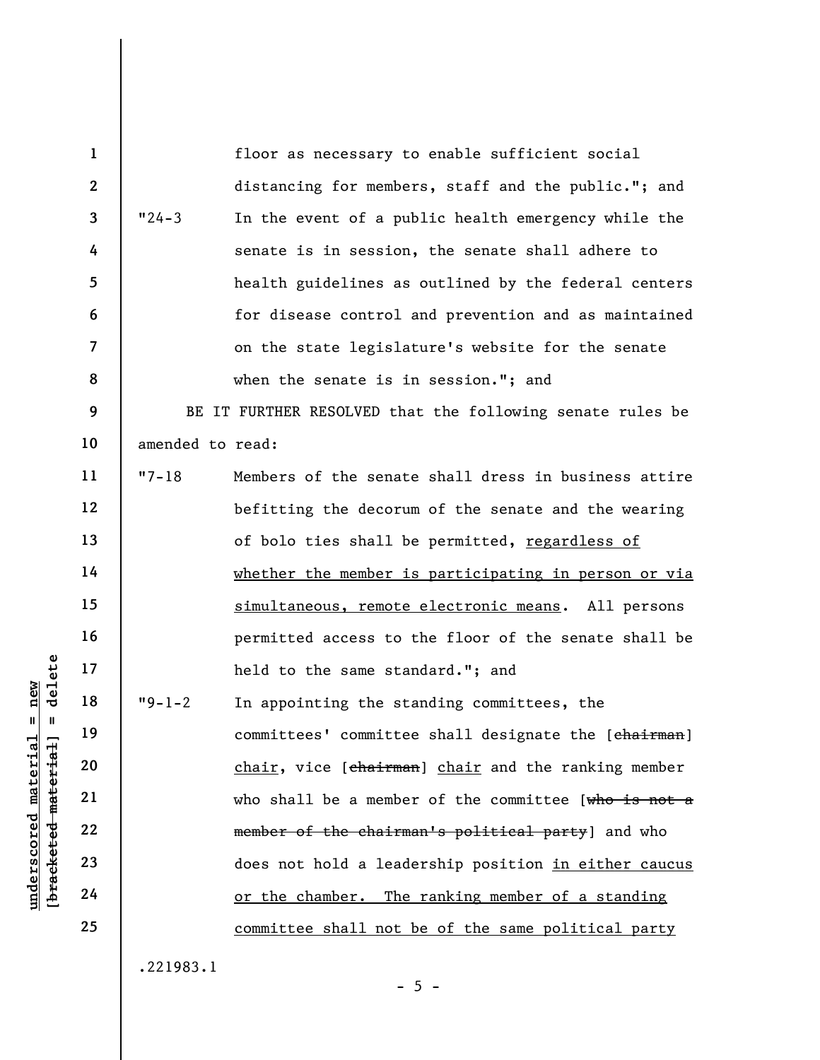floor as necessary to enable sufficient social distancing for members, staff and the public."; and

"24-3 In the event of a public health emergency while the senate is in session, the senate shall adhere to health guidelines as outlined by the federal centers for disease control and prevention and as maintained on the state legislature's website for the senate when the senate is in session."; and

BE IT FURTHER RESOLVED that the following senate rules be amended to read:

"7-18 Members of the senate shall dress in business attire befitting the decorum of the senate and the wearing of bolo ties shall be permitted, <u>regardless of whether the member is participating in person or via simultaneous, remote electronic means</u>. All persons permitted access to the floor of the senate shall be held to the same standard."; and

"9-1-2 In appointing the standing committees, the committees' committee shall designate the [~~chairman~~] <u>chair</u>, vice [~~chairman~~] <u>chair</u> and the ranking member who shall be a member of the committee [~~who is not a member of the chairman's political party~~] and who does not hold a leadership position <u>in either caucus or the chamber. The ranking member of a standing committee shall not be of the same political party</u>

.221983.1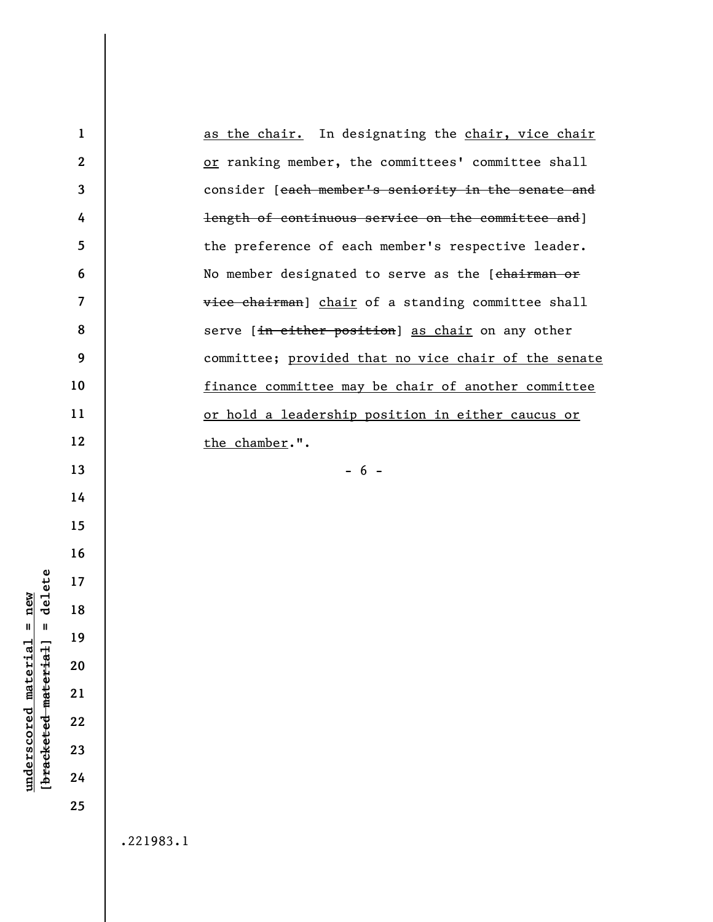as the chair. In designating the chair, vice chair or ranking member, the committees' committee shall consider [~~each member's seniority in the senate and length of continuous service on the committee and~~] the preference of each member's respective leader. No member designated to serve as the [~~chairman or vice chairman~~] chair of a standing committee shall serve [~~in either position~~] as chair on any other committee; provided that no vice chair of the senate finance committee may be chair of another committee or hold a leadership position in either caucus or the chamber.".

.221983.1